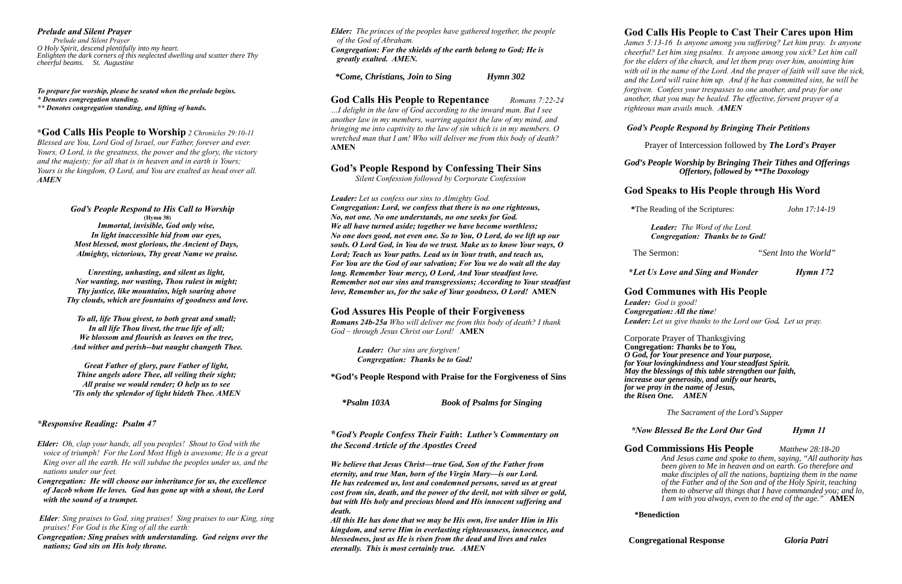### *Prelude and Silent Prayer*

*Prelude and Silent Prayer*
*O Holy Spirit, descend plentifully into my heart.*
*Enlighten the dark corners of this neglected dwelling and scatter there Thy cheerful beams. St. Augustine*

***To prepare for worship, please be seated when the prelude begins.***
***\* Denotes congregation standing.***
***\*\* Denotes congregation standing, and lifting of hands.***

## \*God Calls His People to Worship *2 Chronicles 29:10-11*

*Blessed are You, Lord God of Israel, our Father, forever and ever. Yours, O Lord, is the greatness, the power and the glory, the victory and the majesty; for all that is in heaven and in earth is Yours; Yours is the kingdom, O Lord, and You are exalted as head over all.* ***AMEN***

### *God's People Respond to His Call to Worship*

**(Hymn 38)**

***Immortal, invisible, God only wise,***
***In light inaccessible hid from our eyes,***
***Most blessed, most glorious, the Ancient of Days,***
***Almighty, victorious, Thy great Name we praise.***

***Unresting, unhasting, and silent as light,***
***Nor wanting, nor wasting, Thou rulest in might;***
***Thy justice, like mountains, high soaring above***
***Thy clouds, which are fountains of goodness and love.***

***To all, life Thou givest, to both great and small;***
***In all life Thou livest, the true life of all;***
***We blossom and flourish as leaves on the tree,***
***And wither and perish--but naught changeth Thee.***

***Great Father of glory, pure Father of light,***
***Thine angels adore Thee, all veiling their sight;***
***All praise we would render; O help us to see***
***'Tis only the splendor of light hideth Thee. AMEN***

### *\*Responsive Reading: Psalm 47*

***Elder:*** *Oh, clap your hands, all you peoples! Shout to God with the voice of triumph! For the Lord Most High is awesome; He is a great King over all the earth. He will subdue the peoples under us, and the nations under our feet.*

***Congregation: He will choose our inheritance for us, the excellence of Jacob whom He loves. God has gone up with a shout, the Lord with the sound of a trumpet.***

***Elder****: Sing praises to God, sing praises! Sing praises to our King, sing praises! For God is the King of all the earth:*

***Congregation: Sing praises with understanding. God reigns over the nations; God sits on His holy throne.***

***Elder:*** *The princes of the peoples have gathered together, the people of the God of Abraham.*

***Congregation: For the shields of the earth belong to God; He is greatly exalted. AMEN.***

***\*Come, Christians, Join to Sing*** — ***Hymn 302***

## God Calls His People to Repentance *Romans 7:22-24*

*…I delight in the law of God according to the inward man. But I see another law in my members, warring against the law of my mind, and bringing me into captivity to the law of sin which is in my members. O wretched man that I am! Who will deliver me from this body of death?* **AMEN**

## God's People Respond by Confessing Their Sins

*Silent Confession followed by Corporate Confession*

***Leader:*** *Let us confess our sins to Almighty God.*

***Congregation: Lord, we confess that there is no one righteous, No, not one. No one understands, no one seeks for God. We all have turned aside; together we have become worthless; No one does good, not even one. So to You, O Lord, do we lift up our souls. O Lord God, in You do we trust. Make us to know Your ways, O Lord; Teach us Your paths. Lead us in Your truth, and teach us, For You are the God of our salvation; For You we do wait all the day long. Remember Your mercy, O Lord, And Your steadfast love. Remember not our sins and transgressions; According to Your steadfast love, Remember us, for the sake of Your goodness, O Lord!*** **AMEN**

## God Assures His People of their Forgiveness

***Romans 24b-25a*** *Who will deliver me from this body of death? I thank God – through Jesus Christ our Lord!* **AMEN**

***Leader:*** *Our sins are forgiven!*
***Congregation: Thanks be to God!***

**\*God's People Respond with Praise for the Forgiveness of Sins**

***\*Psalm 103A*** — ***Book of Psalms for Singing***

### \**God's People Confess Their Faith***:** *Luther's Commentary on the Second Article of the Apostles Creed*

***We believe that Jesus Christ—true God, Son of the Father from eternity, and true Man, born of the Virgin Mary—is our Lord. He has redeemed us, lost and condemned persons, saved us at great cost from sin, death, and the power of the devil, not with silver or gold, but with His holy and precious blood and His innocent suffering and death.***

***All this He has done that we may be His own, live under Him in His kingdom, and serve Him in everlasting righteousness, innocence, and blessedness, just as He is risen from the dead and lives and rules eternally. This is most certainly true. AMEN***

## God Calls His People to Cast Their Cares upon Him

*James 5:13-16 Is anyone among you suffering? Let him pray. Is anyone cheerful? Let him sing psalms. Is anyone among you sick? Let him call for the elders of the church, and let them pray over him, anointing him with oil in the name of the Lord. And the prayer of faith will save the sick, and the Lord will raise him up. And if he has committed sins, he will be forgiven. Confess your trespasses to one another, and pray for one another, that you may be healed. The effective, fervent prayer of a righteous man avails much.* ***AMEN***

### *God's People Respond by Bringing Their Petitions*

Prayer of Intercession followed by ***The Lord's Prayer***

***God's People Worship by Bringing Their Tithes and Offerings***
***Offertory, followed by \*\*The Doxology***

## God Speaks to His People through His Word

**\***The Reading of the Scriptures: *John 17:14-19*

***Leader:*** *The Word of the Lord.*
***Congregation: Thanks be to God!***

The Sermon: *"Sent Into the World"*

***\*Let Us Love and Sing and Wonder*** — ***Hymn 172***

## God Communes with His People

***Leader:*** *God is good!*
***Congregation: All the time****!*
***Leader:*** *Let us give thanks to the Lord our God. Let us pray.*

Corporate Prayer of Thanksgiving
**Congregation:** ***Thanks be to You,***
***O God, for Your presence and Your purpose,***
***for Your lovingkindness and Your steadfast Spirit.***
***May the blessings of this table strengthen our faith,***
***increase our generosity, and unify our hearts,***
***for we pray in the name of Jesus,***
***the Risen One. AMEN***

*The Sacrament of the Lord's Supper*

***\*Now Blessed Be the Lord Our God*** — ***Hymn 11***

## God Commissions His People *Matthew 28:18-20*

*And Jesus came and spoke to them, saying, "All authority has been given to Me in heaven and on earth. Go therefore and make disciples of all the nations, baptizing them in the name of the Father and of the Son and of the Holy Spirit, teaching them to observe all things that I have commanded you; and lo, I am with you always, even to the end of the age."* **AMEN**

**\*Benediction**

**Congregational Response** — ***Gloria Patri***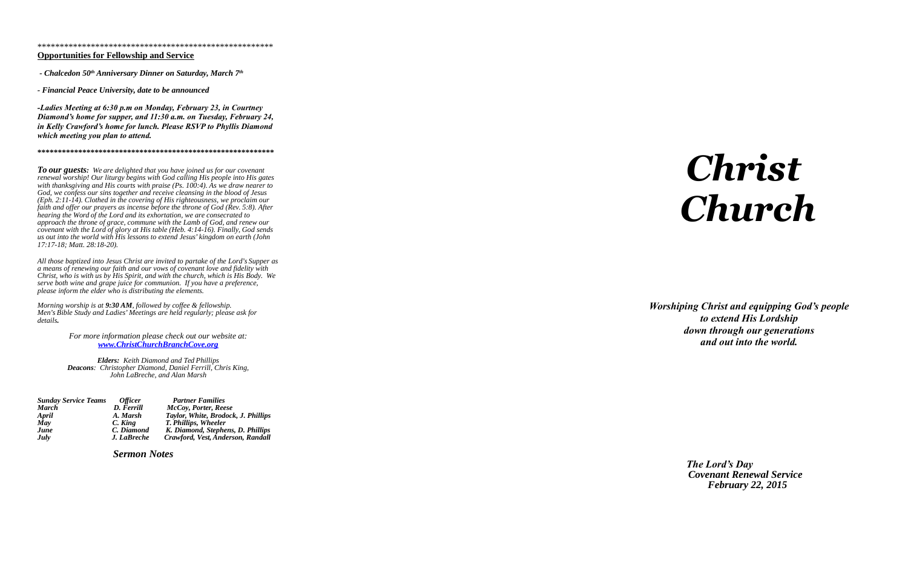*****************************************************

**Opportunities for Fellowship and Service**

*- Chalcedon 50th Anniversary Dinner on Saturday, March 7th*

*- Financial Peace University, date to be announced*

***-Ladies Meeting at 6:30 p.m on Monday, February 23, in Courtney Diamond's home for supper, and 11:30 a.m. on Tuesday, February 24, in Kelly Crawford's home for lunch. Please RSVP to Phyllis Diamond which meeting you plan to attend.***

**************************************************************

***To our guests:*** *We are delighted that you have joined us for our covenant renewal worship! Our liturgy begins with God calling His people into His gates with thanksgiving and His courts with praise (Ps. 100:4). As we draw nearer to God, we confess our sins together and receive cleansing in the blood of Jesus (Eph. 2:11-14). Clothed in the covering of His righteousness, we proclaim our faith and offer our prayers as incense before the throne of God (Rev. 5:8). After hearing the Word of the Lord and its exhortation, we are consecrated to approach the throne of grace, commune with the Lamb of God, and renew our covenant with the Lord of glory at His table (Heb. 4:14-16). Finally, God sends us out into the world with His lessons to extend Jesus' kingdom on earth (John 17:17-18; Matt. 28:18-20).*

*All those baptized into Jesus Christ are invited to partake of the Lord's Supper as a means of renewing our faith and our vows of covenant love and fidelity with Christ, who is with us by His Spirit, and with the church, which is His Body. We serve both wine and grape juice for communion. If you have a preference, please inform the elder who is distributing the elements.*

*Morning worship is at **9:30 AM**, followed by coffee & fellowship. Men's Bible Study and Ladies' Meetings are held regularly; please ask for details.*

*For more information please check out our website at: [www.ChristChurchBranchCove.org](http://www.ChristChurchBranchCove.org)*

***Elders:*** *Keith Diamond and Ted Phillips*
***Deacons**: Christopher Diamond, Daniel Ferrill, Chris King, John LaBreche, and Alan Marsh*

| *Sunday Service Teams* | *Officer* | *Partner Families* |
|---|---|---|
| *March* | *D. Ferrill* | *McCoy, Porter, Reese* |
| *April* | *A. Marsh* | *Taylor, White, Brodock, J. Phillips* |
| *May* | *C. King* | *T. Phillips, Wheeler* |
| *June* | *C. Diamond* | *K. Diamond, Stephens, D. Phillips* |
| *July* | *J. LaBreche* | *Crawford, Vest, Anderson, Randall* |

***Sermon Notes***

# *Christ Church*

***Worshiping Christ and equipping God's people to extend His Lordship down through our generations and out into the world.***

***The Lord's Day***
***Covenant Renewal Service***
***February 22, 2015***